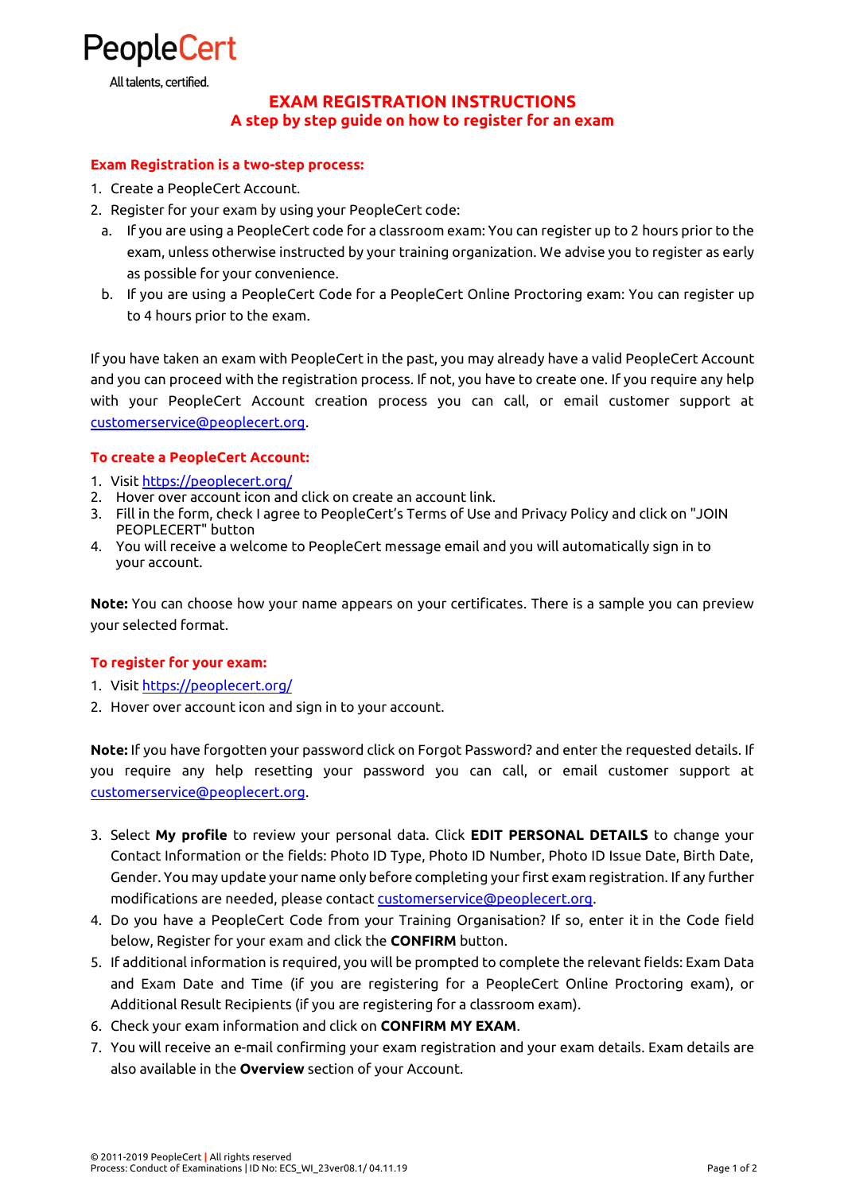PeopleCert

All talents, certified.

# EXAM REGISTRATION INSTRUCTIONS

## A step by step guide on how to register for an exam

### Exam Registration is a two-step process:

1. Create a PeopleCert Account.
2. Register for your exam by using your PeopleCert code:
   a. If you are using a PeopleCert code for a classroom exam: You can register up to 2 hours prior to the exam, unless otherwise instructed by your training organization. We advise you to register as early as possible for your convenience.
   b. If you are using a PeopleCert Code for a PeopleCert Online Proctoring exam: You can register up to 4 hours prior to the exam.

If you have taken an exam with PeopleCert in the past, you may already have a valid PeopleCert Account and you can proceed with the registration process. If not, you have to create one. If you require any help with your PeopleCert Account creation process you can call, or email customer support at customerservice@peoplecert.org.

### To create a PeopleCert Account:

1. Visit https://peoplecert.org/
2. Hover over account icon and click on create an account link.
3. Fill in the form, check I agree to PeopleCert's Terms of Use and Privacy Policy and click on "JOIN PEOPLECERT" button
4. You will receive a welcome to PeopleCert message email and you will automatically sign in to your account.

**Note:** You can choose how your name appears on your certificates. There is a sample you can preview your selected format.

### To register for your exam:

1. Visit https://peoplecert.org/
2. Hover over account icon and sign in to your account.

**Note:** If you have forgotten your password click on Forgot Password? and enter the requested details. If you require any help resetting your password you can call, or email customer support at customerservice@peoplecert.org.

3. Select **My profile** to review your personal data. Click **EDIT PERSONAL DETAILS** to change your Contact Information or the fields: Photo ID Type, Photo ID Number, Photo ID Issue Date, Birth Date, Gender. You may update your name only before completing your first exam registration. If any further modifications are needed, please contact customerservice@peoplecert.org.
4. Do you have a PeopleCert Code from your Training Organisation? If so, enter it in the Code field below, Register for your exam and click the **CONFIRM** button.
5. If additional information is required, you will be prompted to complete the relevant fields: Exam Data and Exam Date and Time (if you are registering for a PeopleCert Online Proctoring exam), or Additional Result Recipients (if you are registering for a classroom exam).
6. Check your exam information and click on **CONFIRM MY EXAM**.
7. You will receive an e-mail confirming your exam registration and your exam details. Exam details are also available in the **Overview** section of your Account.

© 2011-2019 PeopleCert | All rights reserved
Process: Conduct of Examinations | ID No: ECS_WI_23ver08.1/ 04.11.19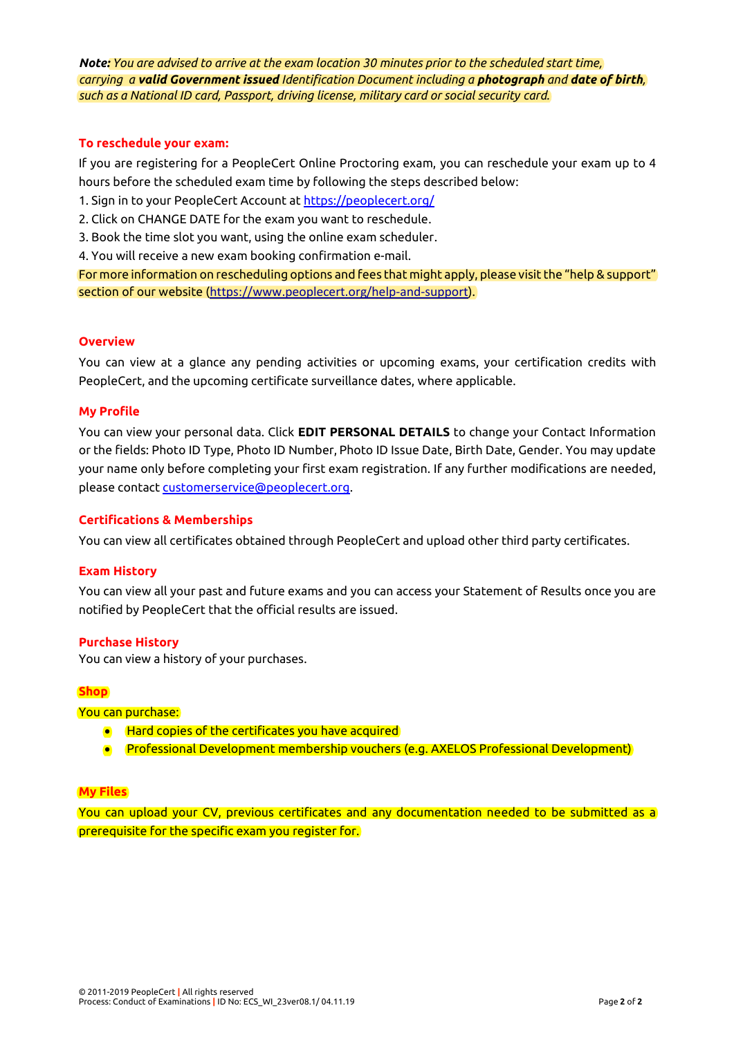***Note:*** *You are advised to arrive at the exam location 30 minutes prior to the scheduled start time, carrying a **valid Government issued** Identification Document including a **photograph** and **date of birth**, such as a National ID card, Passport, driving license, military card or social security card.*

### To reschedule your exam:

If you are registering for a PeopleCert Online Proctoring exam, you can reschedule your exam up to 4 hours before the scheduled exam time by following the steps described below:

1. Sign in to your PeopleCert Account at https://peoplecert.org/
2. Click on CHANGE DATE for the exam you want to reschedule.
3. Book the time slot you want, using the online exam scheduler.
4. You will receive a new exam booking confirmation e-mail.

For more information on rescheduling options and fees that might apply, please visit the "help & support" section of our website (https://www.peoplecert.org/help-and-support).

### Overview

You can view at a glance any pending activities or upcoming exams, your certification credits with PeopleCert, and the upcoming certificate surveillance dates, where applicable.

### My Profile

You can view your personal data. Click **EDIT PERSONAL DETAILS** to change your Contact Information or the fields: Photo ID Type, Photo ID Number, Photo ID Issue Date, Birth Date, Gender. You may update your name only before completing your first exam registration. If any further modifications are needed, please contact customerservice@peoplecert.org.

### Certifications & Memberships

You can view all certificates obtained through PeopleCert and upload other third party certificates.

### Exam History

You can view all your past and future exams and you can access your Statement of Results once you are notified by PeopleCert that the official results are issued.

### Purchase History

You can view a history of your purchases.

### Shop

You can purchase:

- Hard copies of the certificates you have acquired
- Professional Development membership vouchers (e.g. AXELOS Professional Development)

### My Files

You can upload your CV, previous certificates and any documentation needed to be submitted as a prerequisite for the specific exam you register for.

© 2011-2019 PeopleCert | All rights reserved
Process: Conduct of Examinations | ID No: ECS_WI_23ver08.1/ 04.11.19